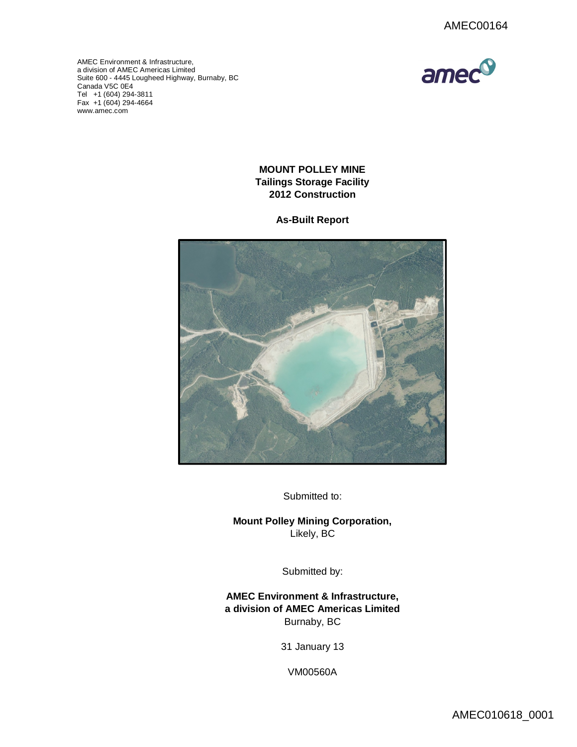AMEC00164

AMEC Environment & Infrastructure,
a division of AMEC Americas Limited
Suite 600 - 4445 Lougheed Highway, Burnaby, BC
Canada V5C 0E4
Tel +1 (604) 294-3811
Fax +1 (604) 294-4664
www.amec.com

# MOUNT POLLEY MINE
## Tailings Storage Facility
## 2012 Construction

**As-Built Report**

Submitted to:

**Mount Polley Mining Corporation,**
Likely, BC

Submitted by:

**AMEC Environment & Infrastructure,**
**a division of AMEC Americas Limited**
Burnaby, BC

31 January 13

VM00560A

AMEC010618_0001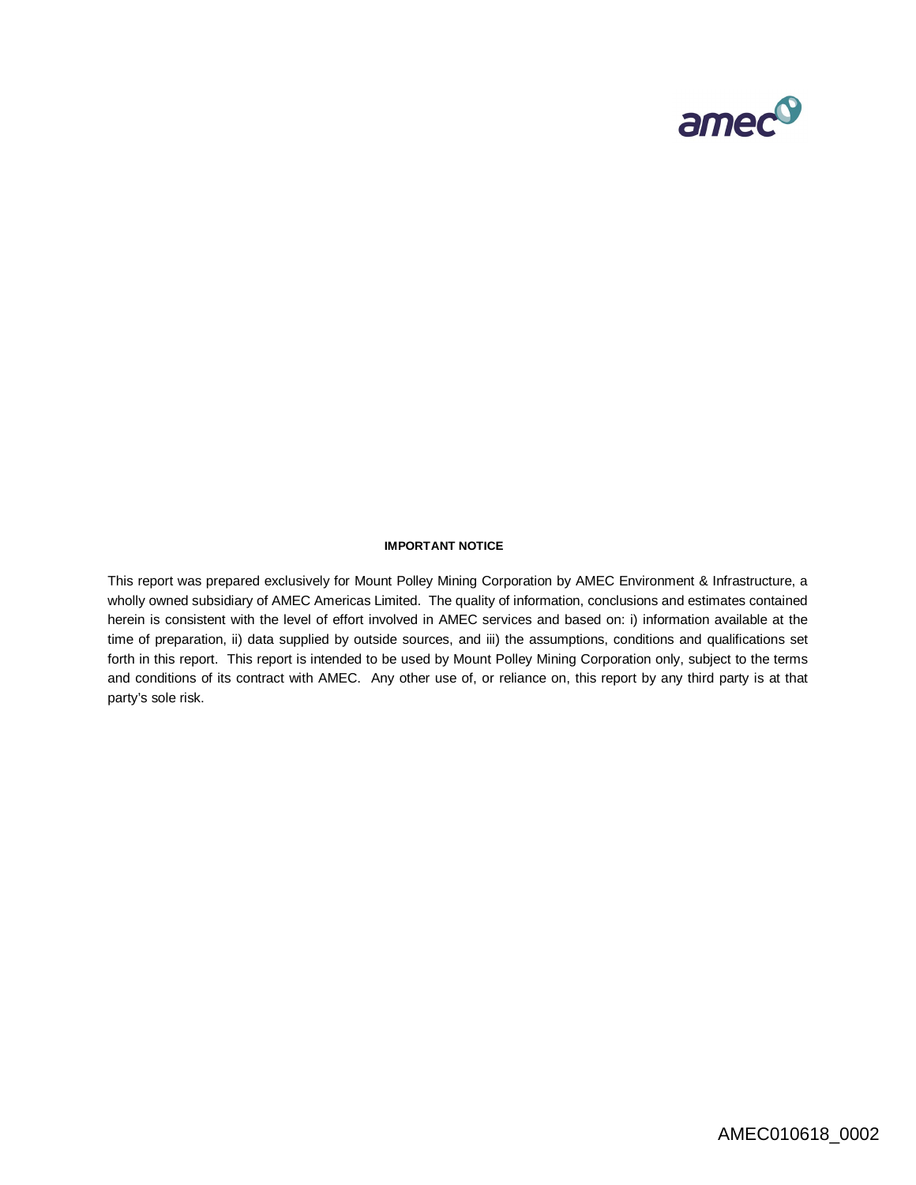**IMPORTANT NOTICE**

This report was prepared exclusively for Mount Polley Mining Corporation by AMEC Environment & Infrastructure, a wholly owned subsidiary of AMEC Americas Limited. The quality of information, conclusions and estimates contained herein is consistent with the level of effort involved in AMEC services and based on: i) information available at the time of preparation, ii) data supplied by outside sources, and iii) the assumptions, conditions and qualifications set forth in this report. This report is intended to be used by Mount Polley Mining Corporation only, subject to the terms and conditions of its contract with AMEC. Any other use of, or reliance on, this report by any third party is at that party's sole risk.

AMEC010618_0002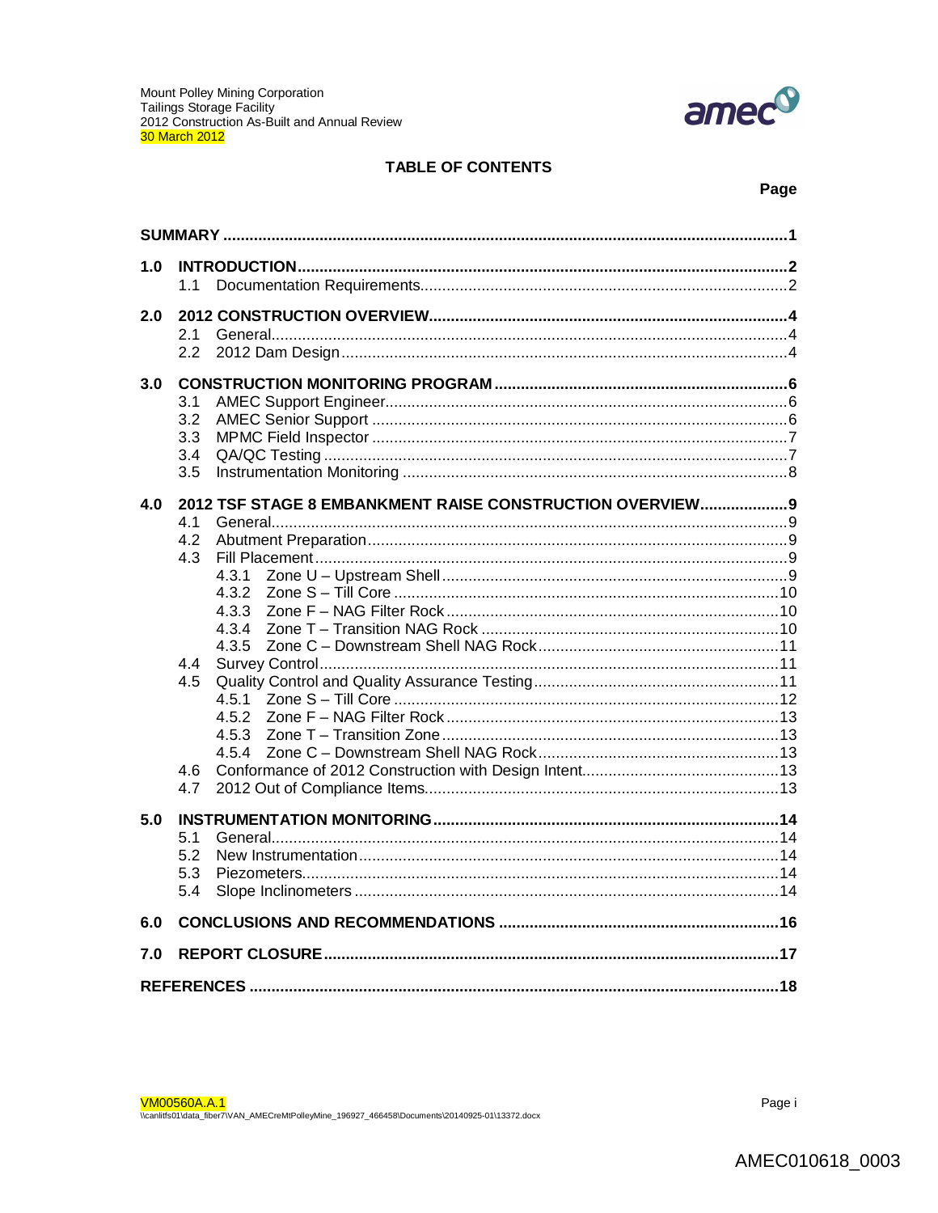## TABLE OF CONTENTS

**Page**

**SUMMARY** ........................................................................................ **1**

**1.0 INTRODUCTION** ........................................................................................ **2**
- 1.1 Documentation Requirements ........................................................................................ 2

**2.0 2012 CONSTRUCTION OVERVIEW** ........................................................................................ **4**
- 2.1 General ........................................................................................ 4
- 2.2 2012 Dam Design ........................................................................................ 4

**3.0 CONSTRUCTION MONITORING PROGRAM** ........................................................................................ **6**
- 3.1 AMEC Support Engineer ........................................................................................ 6
- 3.2 AMEC Senior Support ........................................................................................ 6
- 3.3 MPMC Field Inspector ........................................................................................ 7
- 3.4 QA/QC Testing ........................................................................................ 7
- 3.5 Instrumentation Monitoring ........................................................................................ 8

**4.0 2012 TSF STAGE 8 EMBANKMENT RAISE CONSTRUCTION OVERVIEW** ........................................................................................ **9**
- 4.1 General ........................................................................................ 9
- 4.2 Abutment Preparation ........................................................................................ 9
- 4.3 Fill Placement ........................................................................................ 9
  - 4.3.1 Zone U – Upstream Shell ........................................................................................ 9
  - 4.3.2 Zone S – Till Core ........................................................................................ 10
  - 4.3.3 Zone F – NAG Filter Rock ........................................................................................ 10
  - 4.3.4 Zone T – Transition NAG Rock ........................................................................................ 10
  - 4.3.5 Zone C – Downstream Shell NAG Rock ........................................................................................ 11
- 4.4 Survey Control ........................................................................................ 11
- 4.5 Quality Control and Quality Assurance Testing ........................................................................................ 11
  - 4.5.1 Zone S – Till Core ........................................................................................ 12
  - 4.5.2 Zone F – NAG Filter Rock ........................................................................................ 13
  - 4.5.3 Zone T – Transition Zone ........................................................................................ 13
  - 4.5.4 Zone C – Downstream Shell NAG Rock ........................................................................................ 13
- 4.6 Conformance of 2012 Construction with Design Intent ........................................................................................ 13
- 4.7 2012 Out of Compliance Items ........................................................................................ 13

**5.0 INSTRUMENTATION MONITORING** ........................................................................................ **14**
- 5.1 General ........................................................................................ 14
- 5.2 New Instrumentation ........................................................................................ 14
- 5.3 Piezometers ........................................................................................ 14
- 5.4 Slope Inclinometers ........................................................................................ 14

**6.0 CONCLUSIONS AND RECOMMENDATIONS** ........................................................................................ **16**

**7.0 REPORT CLOSURE** ........................................................................................ **17**

**REFERENCES** ........................................................................................ **18**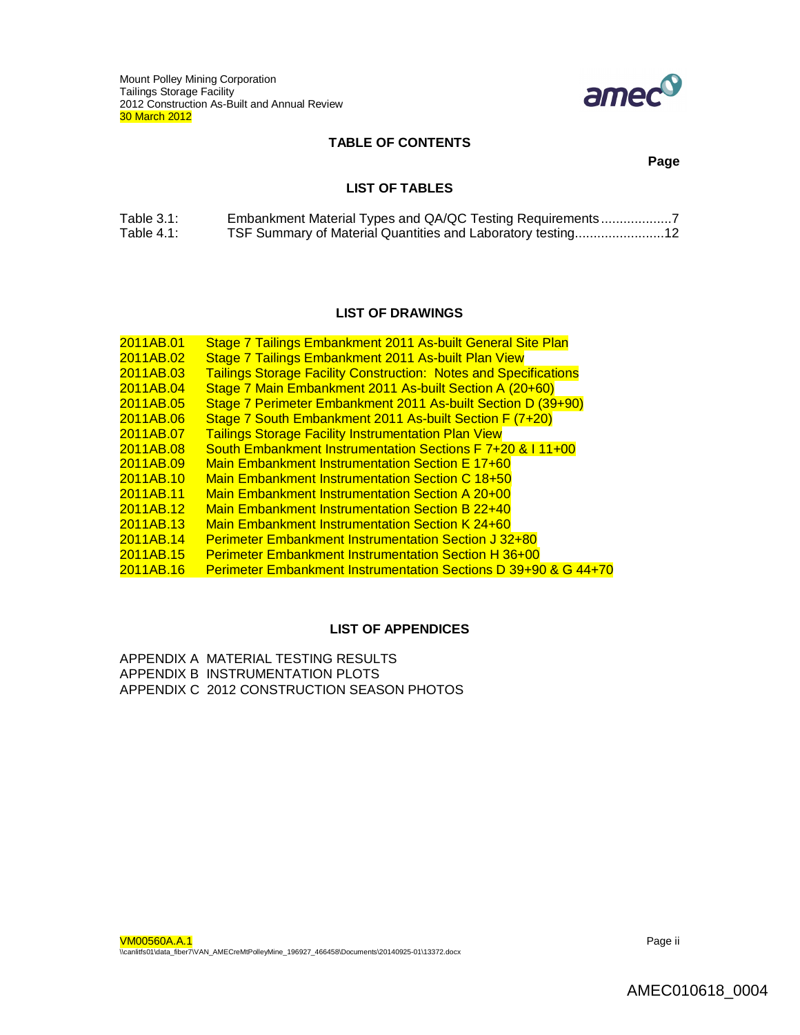## TABLE OF CONTENTS

**Page**

### LIST OF TABLES

| | | |
|---|---|---|
| Table 3.1: | Embankment Material Types and QA/QC Testing Requirements | 7 |
| Table 4.1: | TSF Summary of Material Quantities and Laboratory testing | 12 |

### LIST OF DRAWINGS

| | |
|---|---|
| 2011AB.01 | Stage 7 Tailings Embankment 2011 As-built General Site Plan |
| 2011AB.02 | Stage 7 Tailings Embankment 2011 As-built Plan View |
| 2011AB.03 | Tailings Storage Facility Construction: Notes and Specifications |
| 2011AB.04 | Stage 7 Main Embankment 2011 As-built Section A (20+60) |
| 2011AB.05 | Stage 7 Perimeter Embankment 2011 As-built Section D (39+90) |
| 2011AB.06 | Stage 7 South Embankment 2011 As-built Section F (7+20) |
| 2011AB.07 | Tailings Storage Facility Instrumentation Plan View |
| 2011AB.08 | South Embankment Instrumentation Sections F 7+20 & I 11+00 |
| 2011AB.09 | Main Embankment Instrumentation Section E 17+60 |
| 2011AB.10 | Main Embankment Instrumentation Section C 18+50 |
| 2011AB.11 | Main Embankment Instrumentation Section A 20+00 |
| 2011AB.12 | Main Embankment Instrumentation Section B 22+40 |
| 2011AB.13 | Main Embankment Instrumentation Section K 24+60 |
| 2011AB.14 | Perimeter Embankment Instrumentation Section J 32+80 |
| 2011AB.15 | Perimeter Embankment Instrumentation Section H 36+00 |
| 2011AB.16 | Perimeter Embankment Instrumentation Sections D 39+90 & G 44+70 |

### LIST OF APPENDICES

APPENDIX A MATERIAL TESTING RESULTS
APPENDIX B INSTRUMENTATION PLOTS
APPENDIX C 2012 CONSTRUCTION SEASON PHOTOS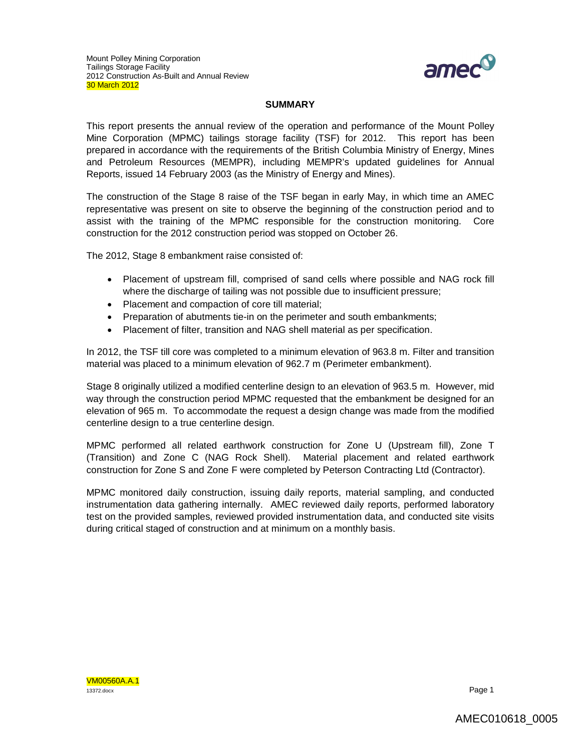## SUMMARY

This report presents the annual review of the operation and performance of the Mount Polley Mine Corporation (MPMC) tailings storage facility (TSF) for 2012. This report has been prepared in accordance with the requirements of the British Columbia Ministry of Energy, Mines and Petroleum Resources (MEMPR), including MEMPR's updated guidelines for Annual Reports, issued 14 February 2003 (as the Ministry of Energy and Mines).

The construction of the Stage 8 raise of the TSF began in early May, in which time an AMEC representative was present on site to observe the beginning of the construction period and to assist with the training of the MPMC responsible for the construction monitoring. Core construction for the 2012 construction period was stopped on October 26.

The 2012, Stage 8 embankment raise consisted of:

- Placement of upstream fill, comprised of sand cells where possible and NAG rock fill where the discharge of tailing was not possible due to insufficient pressure;
- Placement and compaction of core till material;
- Preparation of abutments tie-in on the perimeter and south embankments;
- Placement of filter, transition and NAG shell material as per specification.

In 2012, the TSF till core was completed to a minimum elevation of 963.8 m. Filter and transition material was placed to a minimum elevation of 962.7 m (Perimeter embankment).

Stage 8 originally utilized a modified centerline design to an elevation of 963.5 m. However, mid way through the construction period MPMC requested that the embankment be designed for an elevation of 965 m. To accommodate the request a design change was made from the modified centerline design to a true centerline design.

MPMC performed all related earthwork construction for Zone U (Upstream fill), Zone T (Transition) and Zone C (NAG Rock Shell). Material placement and related earthwork construction for Zone S and Zone F were completed by Peterson Contracting Ltd (Contractor).

MPMC monitored daily construction, issuing daily reports, material sampling, and conducted instrumentation data gathering internally. AMEC reviewed daily reports, performed laboratory test on the provided samples, reviewed provided instrumentation data, and conducted site visits during critical staged of construction and at minimum on a monthly basis.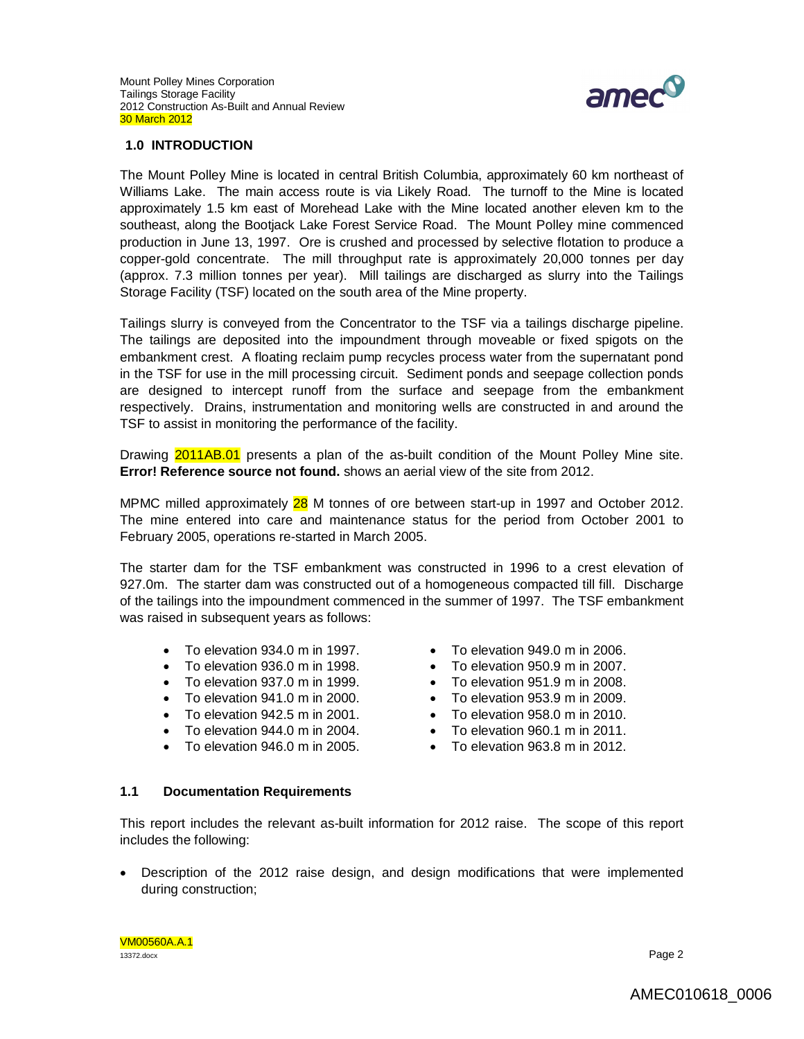## 1.0 INTRODUCTION

The Mount Polley Mine is located in central British Columbia, approximately 60 km northeast of Williams Lake. The main access route is via Likely Road. The turnoff to the Mine is located approximately 1.5 km east of Morehead Lake with the Mine located another eleven km to the southeast, along the Bootjack Lake Forest Service Road. The Mount Polley mine commenced production in June 13, 1997. Ore is crushed and processed by selective flotation to produce a copper-gold concentrate. The mill throughput rate is approximately 20,000 tonnes per day (approx. 7.3 million tonnes per year). Mill tailings are discharged as slurry into the Tailings Storage Facility (TSF) located on the south area of the Mine property.

Tailings slurry is conveyed from the Concentrator to the TSF via a tailings discharge pipeline. The tailings are deposited into the impoundment through moveable or fixed spigots on the embankment crest. A floating reclaim pump recycles process water from the supernatant pond in the TSF for use in the mill processing circuit. Sediment ponds and seepage collection ponds are designed to intercept runoff from the surface and seepage from the embankment respectively. Drains, instrumentation and monitoring wells are constructed in and around the TSF to assist in monitoring the performance of the facility.

Drawing 2011AB.01 presents a plan of the as-built condition of the Mount Polley Mine site. **Error! Reference source not found.** shows an aerial view of the site from 2012.

MPMC milled approximately 28 M tonnes of ore between start-up in 1997 and October 2012. The mine entered into care and maintenance status for the period from October 2001 to February 2005, operations re-started in March 2005.

The starter dam for the TSF embankment was constructed in 1996 to a crest elevation of 927.0m. The starter dam was constructed out of a homogeneous compacted till fill. Discharge of the tailings into the impoundment commenced in the summer of 1997. The TSF embankment was raised in subsequent years as follows:

- To elevation 934.0 m in 1997.
- To elevation 936.0 m in 1998.
- To elevation 937.0 m in 1999.
- To elevation 941.0 m in 2000.
- To elevation 942.5 m in 2001.
- To elevation 944.0 m in 2004.
- To elevation 946.0 m in 2005.
- To elevation 949.0 m in 2006.
- To elevation 950.9 m in 2007.
- To elevation 951.9 m in 2008.
- To elevation 953.9 m in 2009.
- To elevation 958.0 m in 2010.
- To elevation 960.1 m in 2011.
- To elevation 963.8 m in 2012.

### 1.1 Documentation Requirements

This report includes the relevant as-built information for 2012 raise. The scope of this report includes the following:

- Description of the 2012 raise design, and design modifications that were implemented during construction;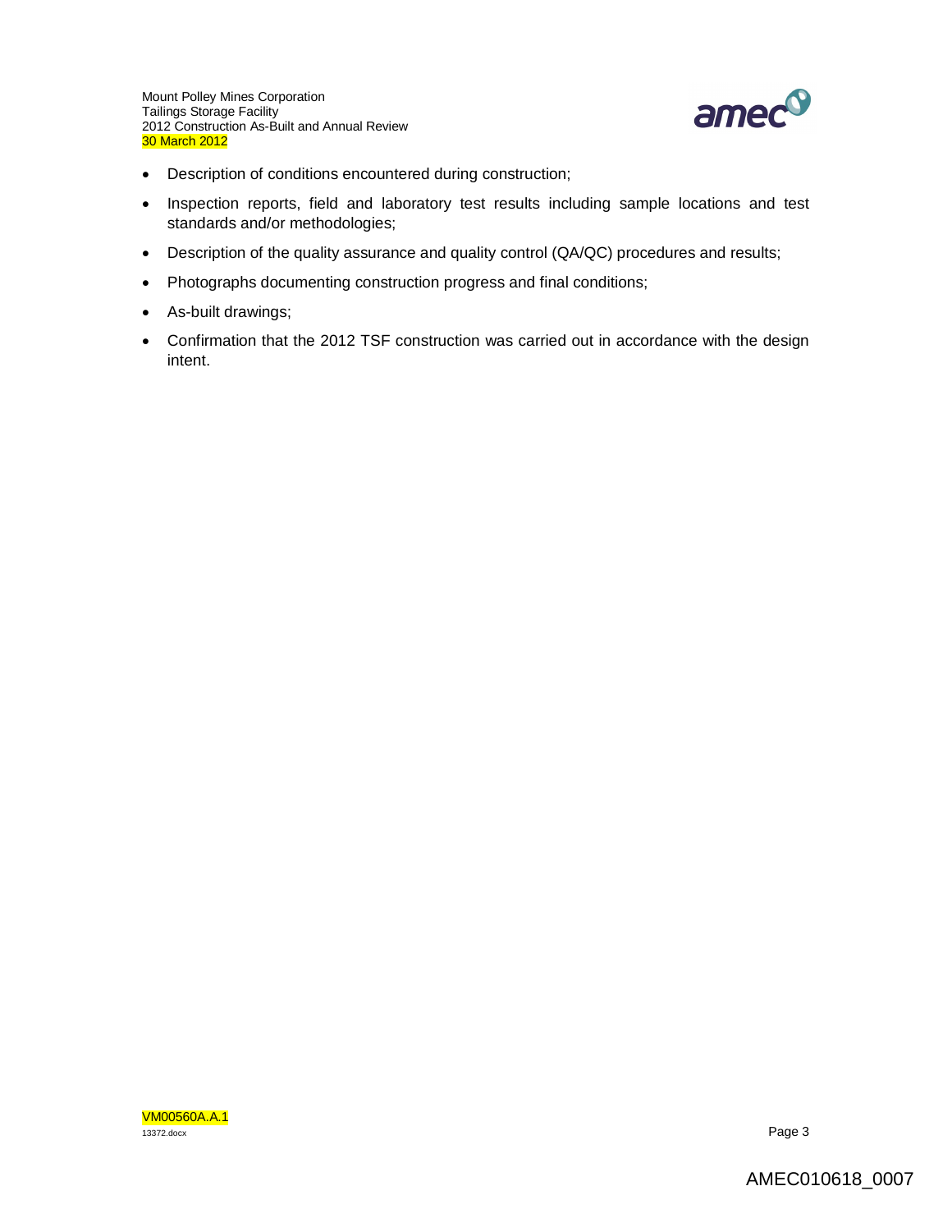- Description of conditions encountered during construction;
- Inspection reports, field and laboratory test results including sample locations and test standards and/or methodologies;
- Description of the quality assurance and quality control (QA/QC) procedures and results;
- Photographs documenting construction progress and final conditions;
- As-built drawings;
- Confirmation that the 2012 TSF construction was carried out in accordance with the design intent.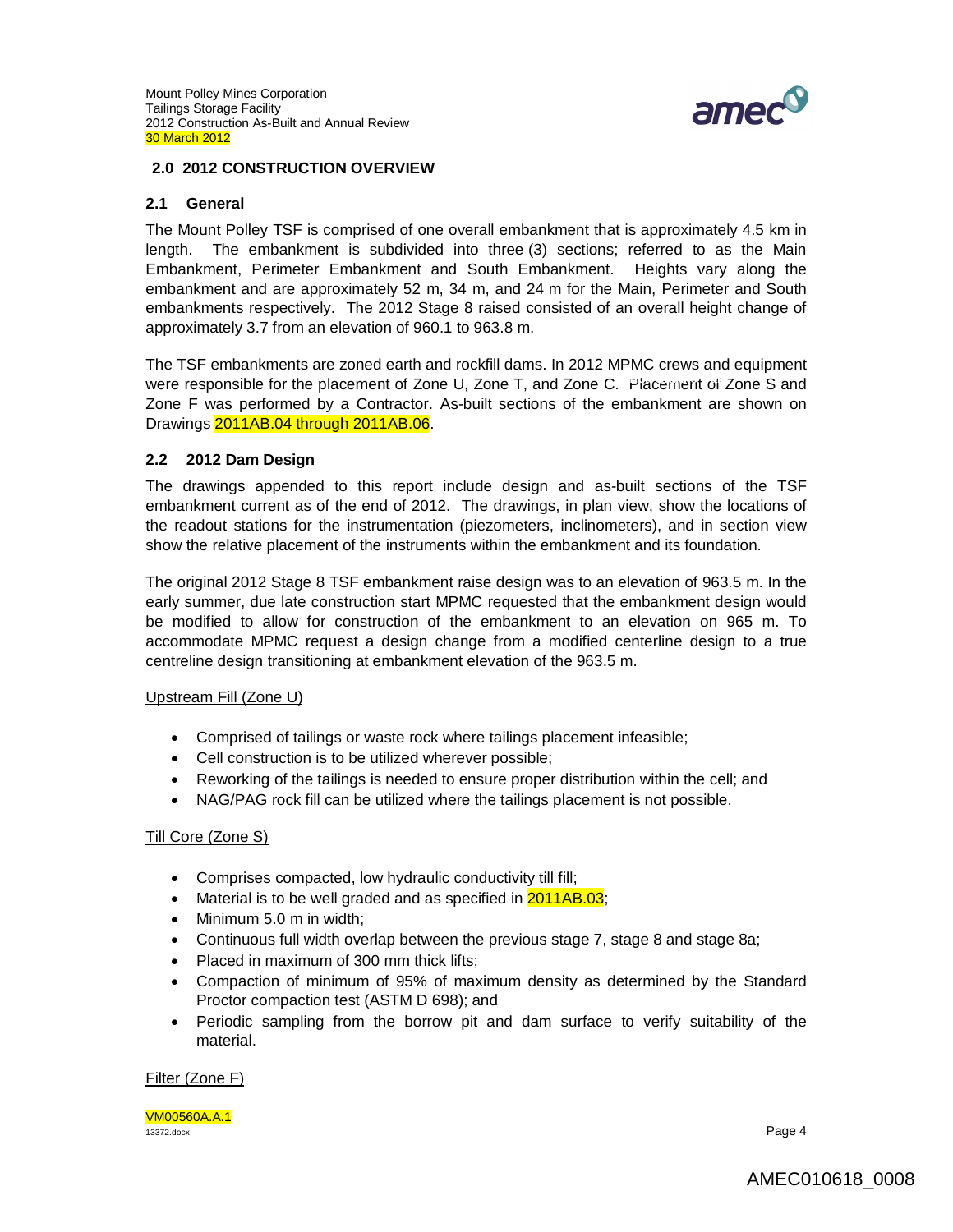## 2.0 2012 CONSTRUCTION OVERVIEW

### 2.1 General

The Mount Polley TSF is comprised of one overall embankment that is approximately 4.5 km in length. The embankment is subdivided into three (3) sections; referred to as the Main Embankment, Perimeter Embankment and South Embankment. Heights vary along the embankment and are approximately 52 m, 34 m, and 24 m for the Main, Perimeter and South embankments respectively. The 2012 Stage 8 raised consisted of an overall height change of approximately 3.7 from an elevation of 960.1 to 963.8 m.

The TSF embankments are zoned earth and rockfill dams. In 2012 MPMC crews and equipment were responsible for the placement of Zone U, Zone T, and Zone C. Placement of Zone S and Zone F was performed by a Contractor. As-built sections of the embankment are shown on Drawings 2011AB.04 through 2011AB.06.

### 2.2 2012 Dam Design

The drawings appended to this report include design and as-built sections of the TSF embankment current as of the end of 2012. The drawings, in plan view, show the locations of the readout stations for the instrumentation (piezometers, inclinometers), and in section view show the relative placement of the instruments within the embankment and its foundation.

The original 2012 Stage 8 TSF embankment raise design was to an elevation of 963.5 m. In the early summer, due late construction start MPMC requested that the embankment design would be modified to allow for construction of the embankment to an elevation on 965 m. To accommodate MPMC request a design change from a modified centerline design to a true centreline design transitioning at embankment elevation of the 963.5 m.

Upstream Fill (Zone U)

- Comprised of tailings or waste rock where tailings placement infeasible;
- Cell construction is to be utilized wherever possible;
- Reworking of the tailings is needed to ensure proper distribution within the cell; and
- NAG/PAG rock fill can be utilized where the tailings placement is not possible.

Till Core (Zone S)

- Comprises compacted, low hydraulic conductivity till fill;
- Material is to be well graded and as specified in 2011AB.03;
- Minimum 5.0 m in width;
- Continuous full width overlap between the previous stage 7, stage 8 and stage 8a;
- Placed in maximum of 300 mm thick lifts;
- Compaction of minimum of 95% of maximum density as determined by the Standard Proctor compaction test (ASTM D 698); and
- Periodic sampling from the borrow pit and dam surface to verify suitability of the material.

Filter (Zone F)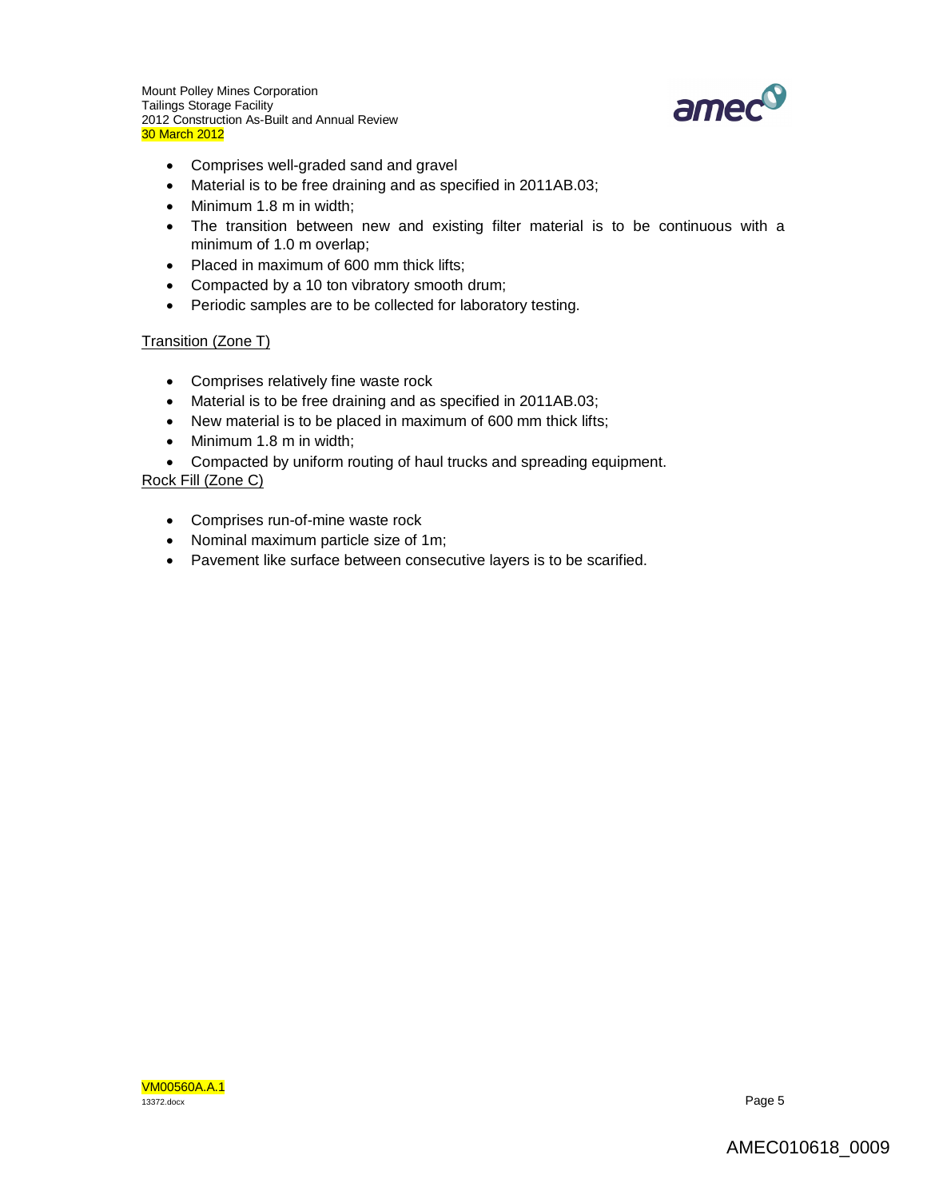- Comprises well-graded sand and gravel
- Material is to be free draining and as specified in 2011AB.03;
- Minimum 1.8 m in width;
- The transition between new and existing filter material is to be continuous with a minimum of 1.0 m overlap;
- Placed in maximum of 600 mm thick lifts;
- Compacted by a 10 ton vibratory smooth drum;
- Periodic samples are to be collected for laboratory testing.

Transition (Zone T)

- Comprises relatively fine waste rock
- Material is to be free draining and as specified in 2011AB.03;
- New material is to be placed in maximum of 600 mm thick lifts;
- Minimum 1.8 m in width;
- Compacted by uniform routing of haul trucks and spreading equipment.

Rock Fill (Zone C)

- Comprises run-of-mine waste rock
- Nominal maximum particle size of 1m;
- Pavement like surface between consecutive layers is to be scarified.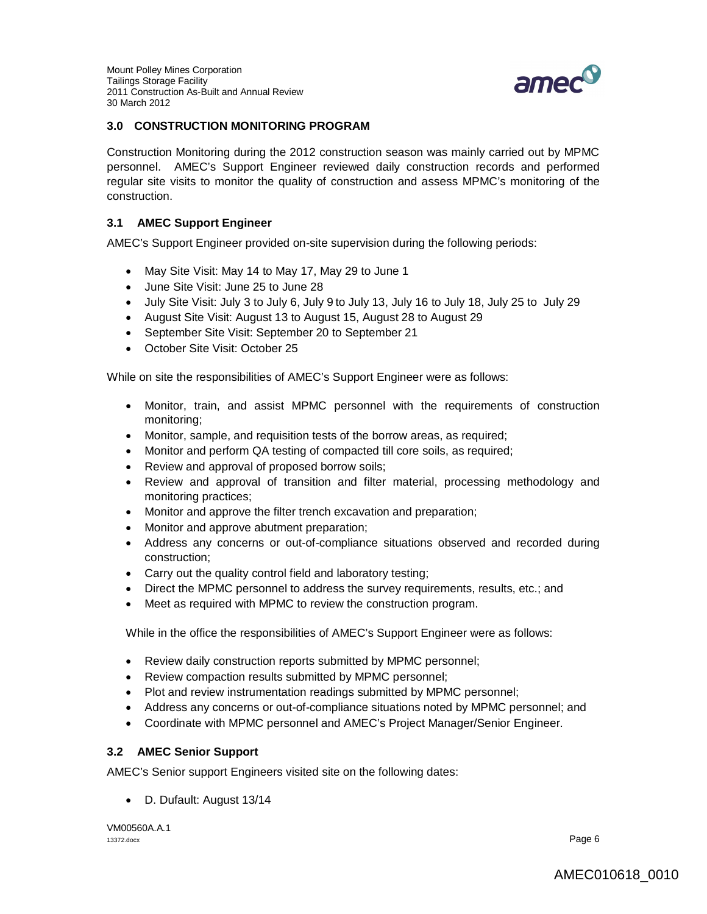## 3.0 CONSTRUCTION MONITORING PROGRAM

Construction Monitoring during the 2012 construction season was mainly carried out by MPMC personnel. AMEC's Support Engineer reviewed daily construction records and performed regular site visits to monitor the quality of construction and assess MPMC's monitoring of the construction.

### 3.1 AMEC Support Engineer

AMEC's Support Engineer provided on-site supervision during the following periods:

- May Site Visit: May 14 to May 17, May 29 to June 1
- June Site Visit: June 25 to June 28
- July Site Visit: July 3 to July 6, July 9 to July 13, July 16 to July 18, July 25 to July 29
- August Site Visit: August 13 to August 15, August 28 to August 29
- September Site Visit: September 20 to September 21
- October Site Visit: October 25

While on site the responsibilities of AMEC's Support Engineer were as follows:

- Monitor, train, and assist MPMC personnel with the requirements of construction monitoring;
- Monitor, sample, and requisition tests of the borrow areas, as required;
- Monitor and perform QA testing of compacted till core soils, as required;
- Review and approval of proposed borrow soils;
- Review and approval of transition and filter material, processing methodology and monitoring practices;
- Monitor and approve the filter trench excavation and preparation;
- Monitor and approve abutment preparation;
- Address any concerns or out-of-compliance situations observed and recorded during construction;
- Carry out the quality control field and laboratory testing;
- Direct the MPMC personnel to address the survey requirements, results, etc.; and
- Meet as required with MPMC to review the construction program.

While in the office the responsibilities of AMEC's Support Engineer were as follows:

- Review daily construction reports submitted by MPMC personnel;
- Review compaction results submitted by MPMC personnel;
- Plot and review instrumentation readings submitted by MPMC personnel;
- Address any concerns or out-of-compliance situations noted by MPMC personnel; and
- Coordinate with MPMC personnel and AMEC's Project Manager/Senior Engineer.

### 3.2 AMEC Senior Support

AMEC's Senior support Engineers visited site on the following dates:

- D. Dufault: August 13/14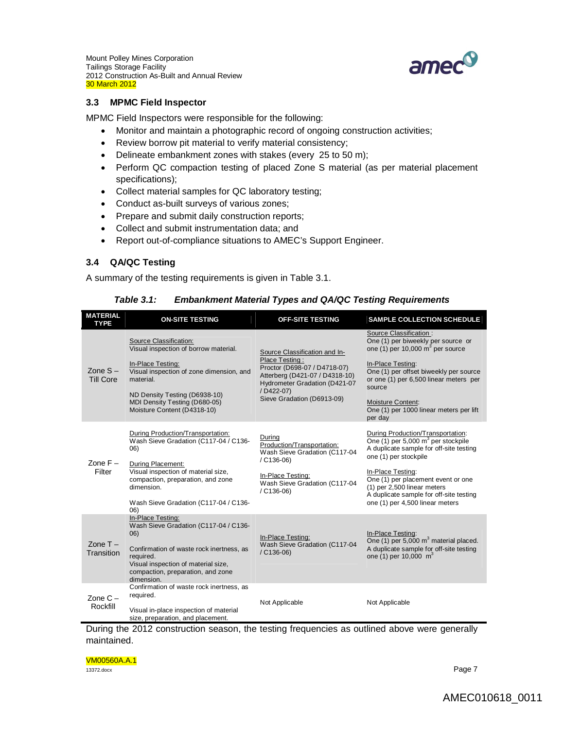### 3.3 MPMC Field Inspector

MPMC Field Inspectors were responsible for the following:

- Monitor and maintain a photographic record of ongoing construction activities;
- Review borrow pit material to verify material consistency;
- Delineate embankment zones with stakes (every 25 to 50 m);
- Perform QC compaction testing of placed Zone S material (as per material placement specifications);
- Collect material samples for QC laboratory testing;
- Conduct as-built surveys of various zones;
- Prepare and submit daily construction reports;
- Collect and submit instrumentation data; and
- Report out-of-compliance situations to AMEC's Support Engineer.

### 3.4 QA/QC Testing

A summary of the testing requirements is given in Table 3.1.

***Table 3.1: Embankment Material Types and QA/QC Testing Requirements***

| MATERIAL TYPE | ON-SITE TESTING | OFF-SITE TESTING | SAMPLE COLLECTION SCHEDULE |
|---|---|---|---|
| Zone S – Till Core | Source Classification:<br>Visual inspection of borrow material.<br><br>In-Place Testing:<br>Visual inspection of zone dimension, and material.<br><br>ND Density Testing (D6938-10)<br>MDI Density Testing (D680-05)<br>Moisture Content (D4318-10) | Source Classification and In-Place Testing :<br>Proctor (D698-07 / D4718-07)<br>Atterberg (D421-07 / D4318-10)<br>Hydrometer Gradation (D421-07 / D422-07)<br>Sieve Gradation (D6913-09) | Source Classification :<br>One (1) per biweekly per source or one (1) per 10,000 m$^3$ per source<br><br>In-Place Testing:<br>One (1) per offset biweekly per source or one (1) per 6,500 linear meters per source<br><br>Moisture Content:<br>One (1) per 1000 linear meters per lift per day |
| Zone F – Filter | During Production/Transportation:<br>Wash Sieve Gradation (C117-04 / C136-06)<br><br>During Placement:<br>Visual inspection of material size, compaction, preparation, and zone dimension.<br><br>Wash Sieve Gradation (C117-04 / C136-06) | During Production/Transportation:<br>Wash Sieve Gradation (C117-04 / C136-06)<br><br>In-Place Testing:<br>Wash Sieve Gradation (C117-04 / C136-06) | During Production/Transportation:<br>One (1) per 5,000 m$^3$ per stockpile<br>A duplicate sample for off-site testing one (1) per stockpile<br><br>In-Place Testing:<br>One (1) per placement event or one (1) per 2,500 linear meters<br>A duplicate sample for off-site testing one (1) per 4,500 linear meters |
| Zone T – Transition | In-Place Testing:<br>Wash Sieve Gradation (C117-04 / C136-06)<br><br>Confirmation of waste rock inertness, as required.<br>Visual inspection of material size, compaction, preparation, and zone dimension. | In-Place Testing:<br>Wash Sieve Gradation (C117-04 / C136-06) | In-Place Testing:<br>One (1) per 5,000 m$^3$ material placed.<br>A duplicate sample for off-site testing one (1) per 10,000 m$^3$ |
| Zone C – Rockfill | Confirmation of waste rock inertness, as required.<br><br>Visual in-place inspection of material size, preparation, and placement. | Not Applicable | Not Applicable |

During the 2012 construction season, the testing frequencies as outlined above were generally maintained.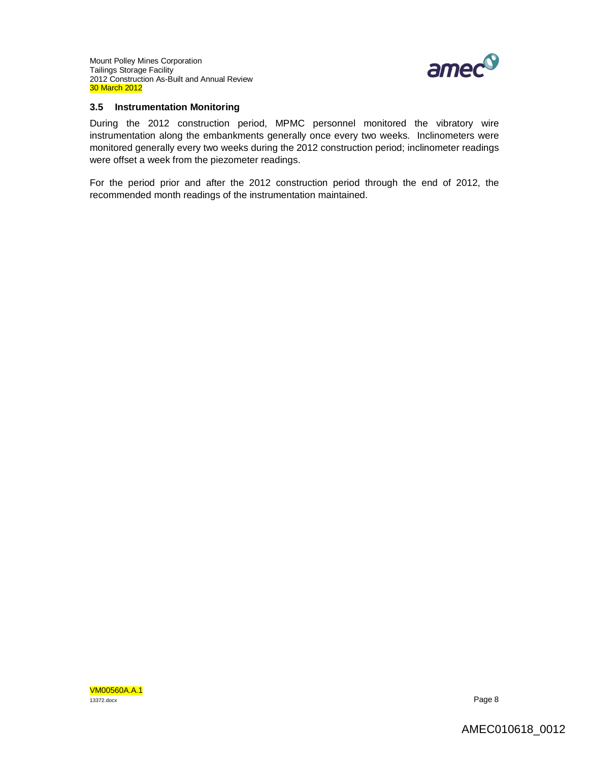### 3.5 Instrumentation Monitoring

During the 2012 construction period, MPMC personnel monitored the vibratory wire instrumentation along the embankments generally once every two weeks. Inclinometers were monitored generally every two weeks during the 2012 construction period; inclinometer readings were offset a week from the piezometer readings.

For the period prior and after the 2012 construction period through the end of 2012, the recommended month readings of the instrumentation maintained.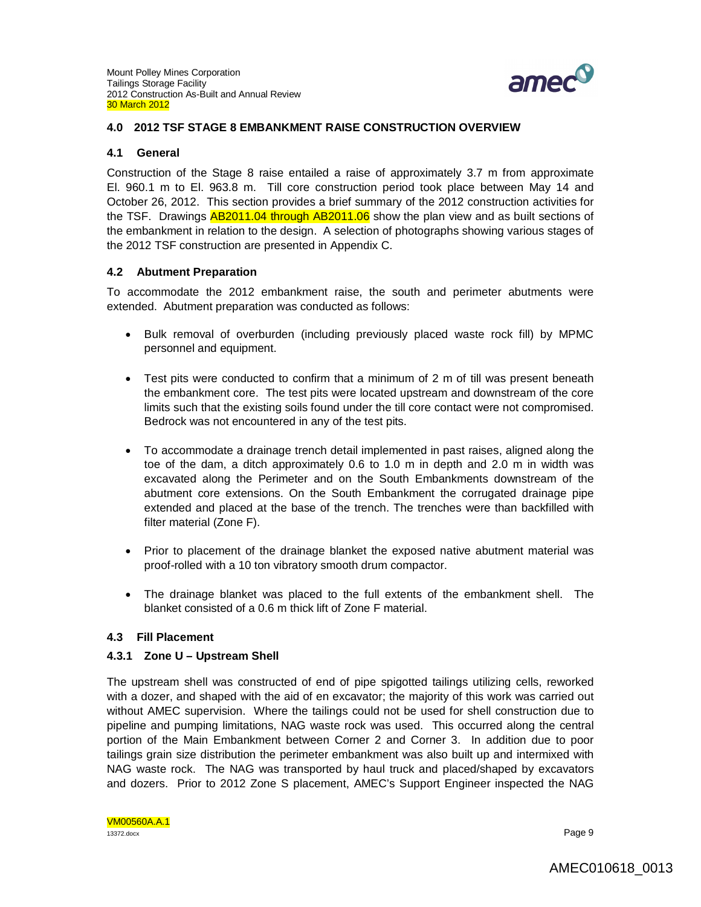## 4.0 2012 TSF STAGE 8 EMBANKMENT RAISE CONSTRUCTION OVERVIEW

### 4.1 General

Construction of the Stage 8 raise entailed a raise of approximately 3.7 m from approximate El. 960.1 m to El. 963.8 m. Till core construction period took place between May 14 and October 26, 2012. This section provides a brief summary of the 2012 construction activities for the TSF. Drawings AB2011.04 through AB2011.06 show the plan view and as built sections of the embankment in relation to the design. A selection of photographs showing various stages of the 2012 TSF construction are presented in Appendix C.

### 4.2 Abutment Preparation

To accommodate the 2012 embankment raise, the south and perimeter abutments were extended. Abutment preparation was conducted as follows:

- Bulk removal of overburden (including previously placed waste rock fill) by MPMC personnel and equipment.
- Test pits were conducted to confirm that a minimum of 2 m of till was present beneath the embankment core. The test pits were located upstream and downstream of the core limits such that the existing soils found under the till core contact were not compromised. Bedrock was not encountered in any of the test pits.
- To accommodate a drainage trench detail implemented in past raises, aligned along the toe of the dam, a ditch approximately 0.6 to 1.0 m in depth and 2.0 m in width was excavated along the Perimeter and on the South Embankments downstream of the abutment core extensions. On the South Embankment the corrugated drainage pipe extended and placed at the base of the trench. The trenches were than backfilled with filter material (Zone F).
- Prior to placement of the drainage blanket the exposed native abutment material was proof-rolled with a 10 ton vibratory smooth drum compactor.
- The drainage blanket was placed to the full extents of the embankment shell. The blanket consisted of a 0.6 m thick lift of Zone F material.

### 4.3 Fill Placement

#### 4.3.1 Zone U – Upstream Shell

The upstream shell was constructed of end of pipe spigotted tailings utilizing cells, reworked with a dozer, and shaped with the aid of en excavator; the majority of this work was carried out without AMEC supervision. Where the tailings could not be used for shell construction due to pipeline and pumping limitations, NAG waste rock was used. This occurred along the central portion of the Main Embankment between Corner 2 and Corner 3. In addition due to poor tailings grain size distribution the perimeter embankment was also built up and intermixed with NAG waste rock. The NAG was transported by haul truck and placed/shaped by excavators and dozers. Prior to 2012 Zone S placement, AMEC's Support Engineer inspected the NAG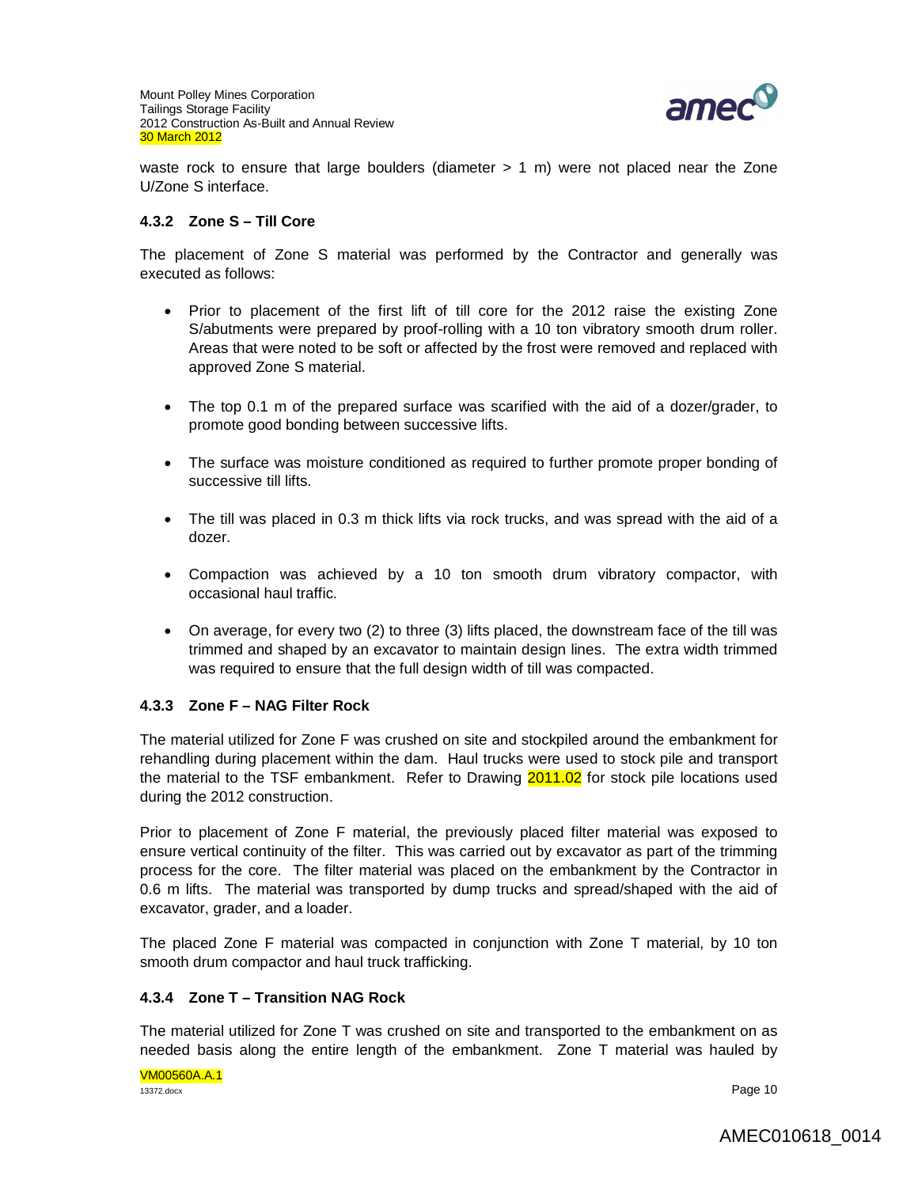waste rock to ensure that large boulders (diameter > 1 m) were not placed near the Zone U/Zone S interface.

### 4.3.2 Zone S – Till Core

The placement of Zone S material was performed by the Contractor and generally was executed as follows:

- Prior to placement of the first lift of till core for the 2012 raise the existing Zone S/abutments were prepared by proof-rolling with a 10 ton vibratory smooth drum roller. Areas that were noted to be soft or affected by the frost were removed and replaced with approved Zone S material.
- The top 0.1 m of the prepared surface was scarified with the aid of a dozer/grader, to promote good bonding between successive lifts.
- The surface was moisture conditioned as required to further promote proper bonding of successive till lifts.
- The till was placed in 0.3 m thick lifts via rock trucks, and was spread with the aid of a dozer.
- Compaction was achieved by a 10 ton smooth drum vibratory compactor, with occasional haul traffic.
- On average, for every two (2) to three (3) lifts placed, the downstream face of the till was trimmed and shaped by an excavator to maintain design lines. The extra width trimmed was required to ensure that the full design width of till was compacted.

### 4.3.3 Zone F – NAG Filter Rock

The material utilized for Zone F was crushed on site and stockpiled around the embankment for rehandling during placement within the dam. Haul trucks were used to stock pile and transport the material to the TSF embankment. Refer to Drawing 2011.02 for stock pile locations used during the 2012 construction.

Prior to placement of Zone F material, the previously placed filter material was exposed to ensure vertical continuity of the filter. This was carried out by excavator as part of the trimming process for the core. The filter material was placed on the embankment by the Contractor in 0.6 m lifts. The material was transported by dump trucks and spread/shaped with the aid of excavator, grader, and a loader.

The placed Zone F material was compacted in conjunction with Zone T material, by 10 ton smooth drum compactor and haul truck trafficking.

### 4.3.4 Zone T – Transition NAG Rock

The material utilized for Zone T was crushed on site and transported to the embankment on as needed basis along the entire length of the embankment. Zone T material was hauled by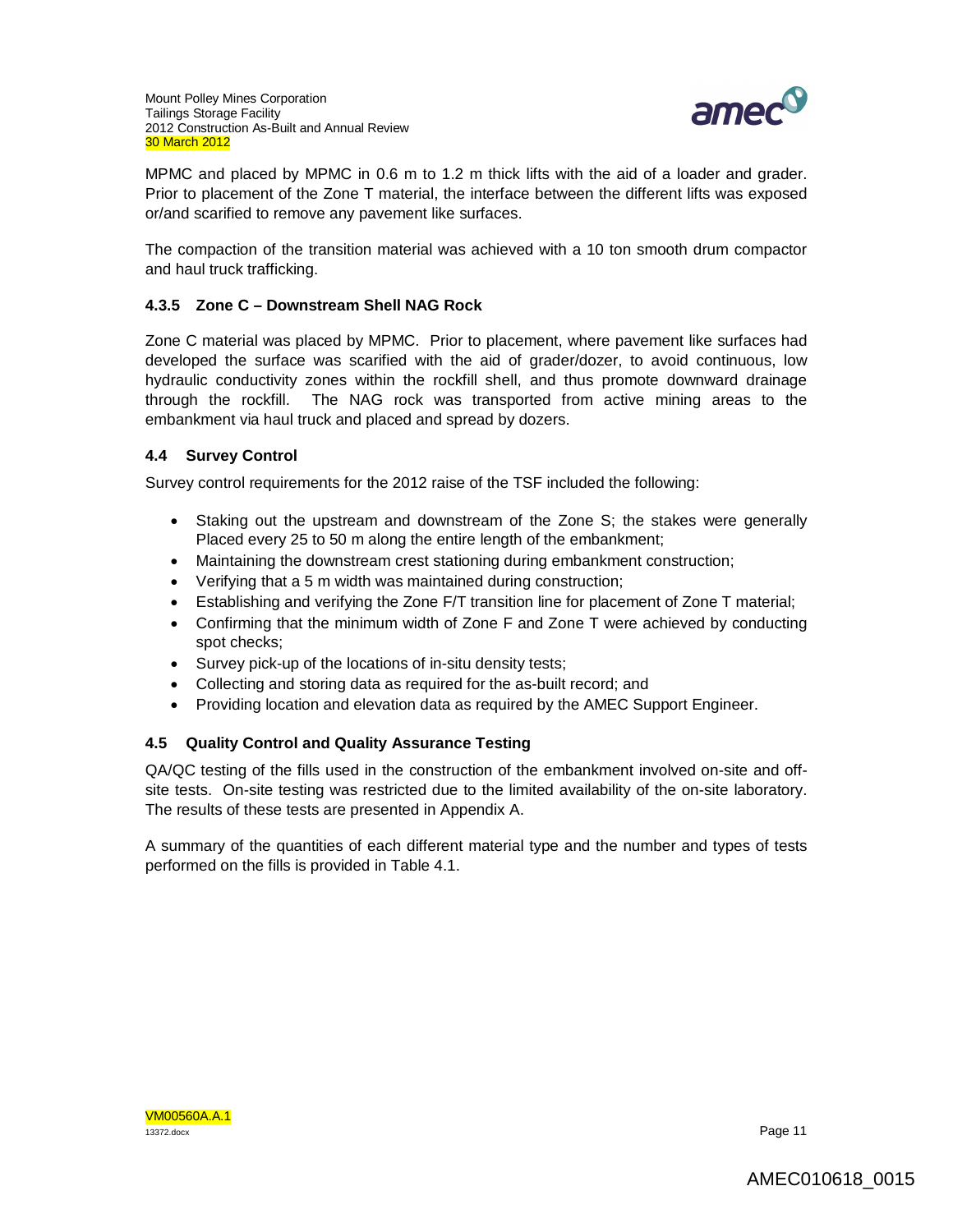MPMC and placed by MPMC in 0.6 m to 1.2 m thick lifts with the aid of a loader and grader. Prior to placement of the Zone T material, the interface between the different lifts was exposed or/and scarified to remove any pavement like surfaces.

The compaction of the transition material was achieved with a 10 ton smooth drum compactor and haul truck trafficking.

#### 4.3.5 Zone C – Downstream Shell NAG Rock

Zone C material was placed by MPMC. Prior to placement, where pavement like surfaces had developed the surface was scarified with the aid of grader/dozer, to avoid continuous, low hydraulic conductivity zones within the rockfill shell, and thus promote downward drainage through the rockfill. The NAG rock was transported from active mining areas to the embankment via haul truck and placed and spread by dozers.

### 4.4 Survey Control

Survey control requirements for the 2012 raise of the TSF included the following:

- Staking out the upstream and downstream of the Zone S; the stakes were generally Placed every 25 to 50 m along the entire length of the embankment;
- Maintaining the downstream crest stationing during embankment construction;
- Verifying that a 5 m width was maintained during construction;
- Establishing and verifying the Zone F/T transition line for placement of Zone T material;
- Confirming that the minimum width of Zone F and Zone T were achieved by conducting spot checks;
- Survey pick-up of the locations of in-situ density tests;
- Collecting and storing data as required for the as-built record; and
- Providing location and elevation data as required by the AMEC Support Engineer.

### 4.5 Quality Control and Quality Assurance Testing

QA/QC testing of the fills used in the construction of the embankment involved on-site and off-site tests. On-site testing was restricted due to the limited availability of the on-site laboratory. The results of these tests are presented in Appendix A.

A summary of the quantities of each different material type and the number and types of tests performed on the fills is provided in Table 4.1.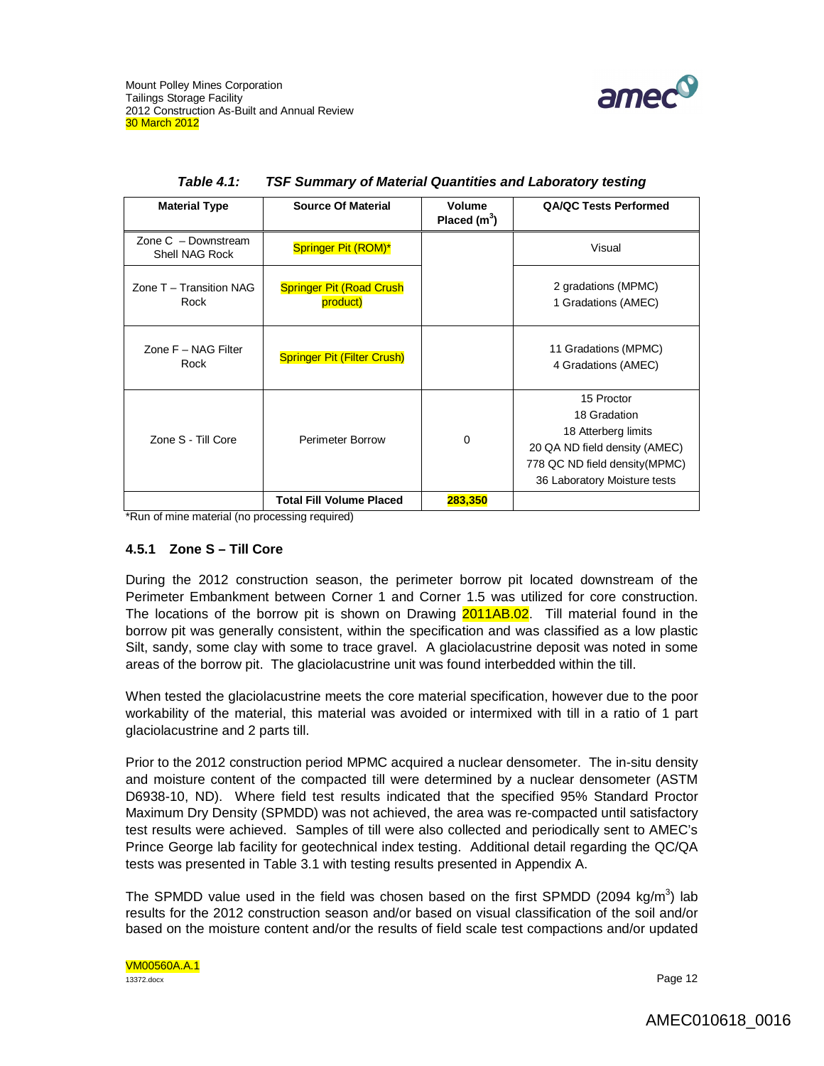*Table 4.1: TSF Summary of Material Quantities and Laboratory testing*

| Material Type | Source Of Material | Volume Placed ($m^3$) | QA/QC Tests Performed |
|---|---|---|---|
| Zone C – Downstream Shell NAG Rock | Springer Pit (ROM)* | | Visual |
| Zone T – Transition NAG Rock | Springer Pit (Road Crush product) | | 2 gradations (MPMC)<br>1 Gradations (AMEC) |
| Zone F – NAG Filter Rock | Springer Pit (Filter Crush) | | 11 Gradations (MPMC)<br>4 Gradations (AMEC) |
| Zone S - Till Core | Perimeter Borrow | 0 | 15 Proctor<br>18 Gradation<br>18 Atterberg limits<br>20 QA ND field density (AMEC)<br>778 QC ND field density(MPMC)<br>36 Laboratory Moisture tests |
| | **Total Fill Volume Placed** | **283,350** | |

*Run of mine material (no processing required)

### 4.5.1 Zone S – Till Core

During the 2012 construction season, the perimeter borrow pit located downstream of the Perimeter Embankment between Corner 1 and Corner 1.5 was utilized for core construction. The locations of the borrow pit is shown on Drawing 2011AB.02. Till material found in the borrow pit was generally consistent, within the specification and was classified as a low plastic Silt, sandy, some clay with some to trace gravel. A glaciolacustrine deposit was noted in some areas of the borrow pit. The glaciolacustrine unit was found interbedded within the till.

When tested the glaciolacustrine meets the core material specification, however due to the poor workability of the material, this material was avoided or intermixed with till in a ratio of 1 part glaciolacustrine and 2 parts till.

Prior to the 2012 construction period MPMC acquired a nuclear densometer. The in-situ density and moisture content of the compacted till were determined by a nuclear densometer (ASTM D6938-10, ND). Where field test results indicated that the specified 95% Standard Proctor Maximum Dry Density (SPMDD) was not achieved, the area was re-compacted until satisfactory test results were achieved. Samples of till were also collected and periodically sent to AMEC's Prince George lab facility for geotechnical index testing. Additional detail regarding the QC/QA tests was presented in Table 3.1 with testing results presented in Appendix A.

The SPMDD value used in the field was chosen based on the first SPMDD (2094 kg/$m^3$) lab results for the 2012 construction season and/or based on visual classification of the soil and/or based on the moisture content and/or the results of field scale test compactions and/or updated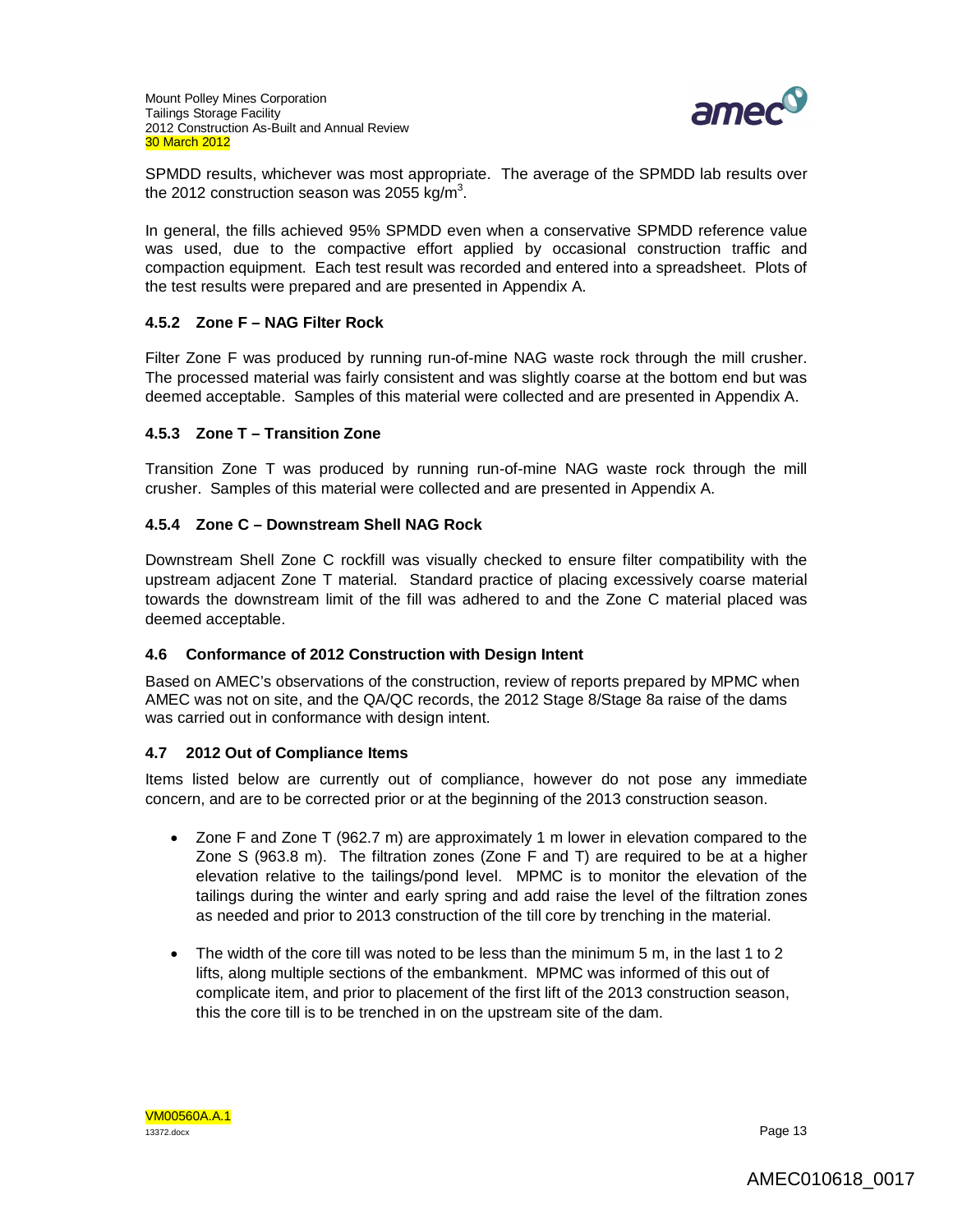SPMDD results, whichever was most appropriate. The average of the SPMDD lab results over the 2012 construction season was 2055 kg/m$^3$.

In general, the fills achieved 95% SPMDD even when a conservative SPMDD reference value was used, due to the compactive effort applied by occasional construction traffic and compaction equipment. Each test result was recorded and entered into a spreadsheet. Plots of the test results were prepared and are presented in Appendix A.

#### 4.5.2 Zone F – NAG Filter Rock

Filter Zone F was produced by running run-of-mine NAG waste rock through the mill crusher. The processed material was fairly consistent and was slightly coarse at the bottom end but was deemed acceptable. Samples of this material were collected and are presented in Appendix A.

#### 4.5.3 Zone T – Transition Zone

Transition Zone T was produced by running run-of-mine NAG waste rock through the mill crusher. Samples of this material were collected and are presented in Appendix A.

#### 4.5.4 Zone C – Downstream Shell NAG Rock

Downstream Shell Zone C rockfill was visually checked to ensure filter compatibility with the upstream adjacent Zone T material. Standard practice of placing excessively coarse material towards the downstream limit of the fill was adhered to and the Zone C material placed was deemed acceptable.

### 4.6 Conformance of 2012 Construction with Design Intent

Based on AMEC's observations of the construction, review of reports prepared by MPMC when AMEC was not on site, and the QA/QC records, the 2012 Stage 8/Stage 8a raise of the dams was carried out in conformance with design intent.

### 4.7 2012 Out of Compliance Items

Items listed below are currently out of compliance, however do not pose any immediate concern, and are to be corrected prior or at the beginning of the 2013 construction season.

- Zone F and Zone T (962.7 m) are approximately 1 m lower in elevation compared to the Zone S (963.8 m). The filtration zones (Zone F and T) are required to be at a higher elevation relative to the tailings/pond level. MPMC is to monitor the elevation of the tailings during the winter and early spring and add raise the level of the filtration zones as needed and prior to 2013 construction of the till core by trenching in the material.
- The width of the core till was noted to be less than the minimum 5 m, in the last 1 to 2 lifts, along multiple sections of the embankment. MPMC was informed of this out of complicate item, and prior to placement of the first lift of the 2013 construction season, this the core till is to be trenched in on the upstream site of the dam.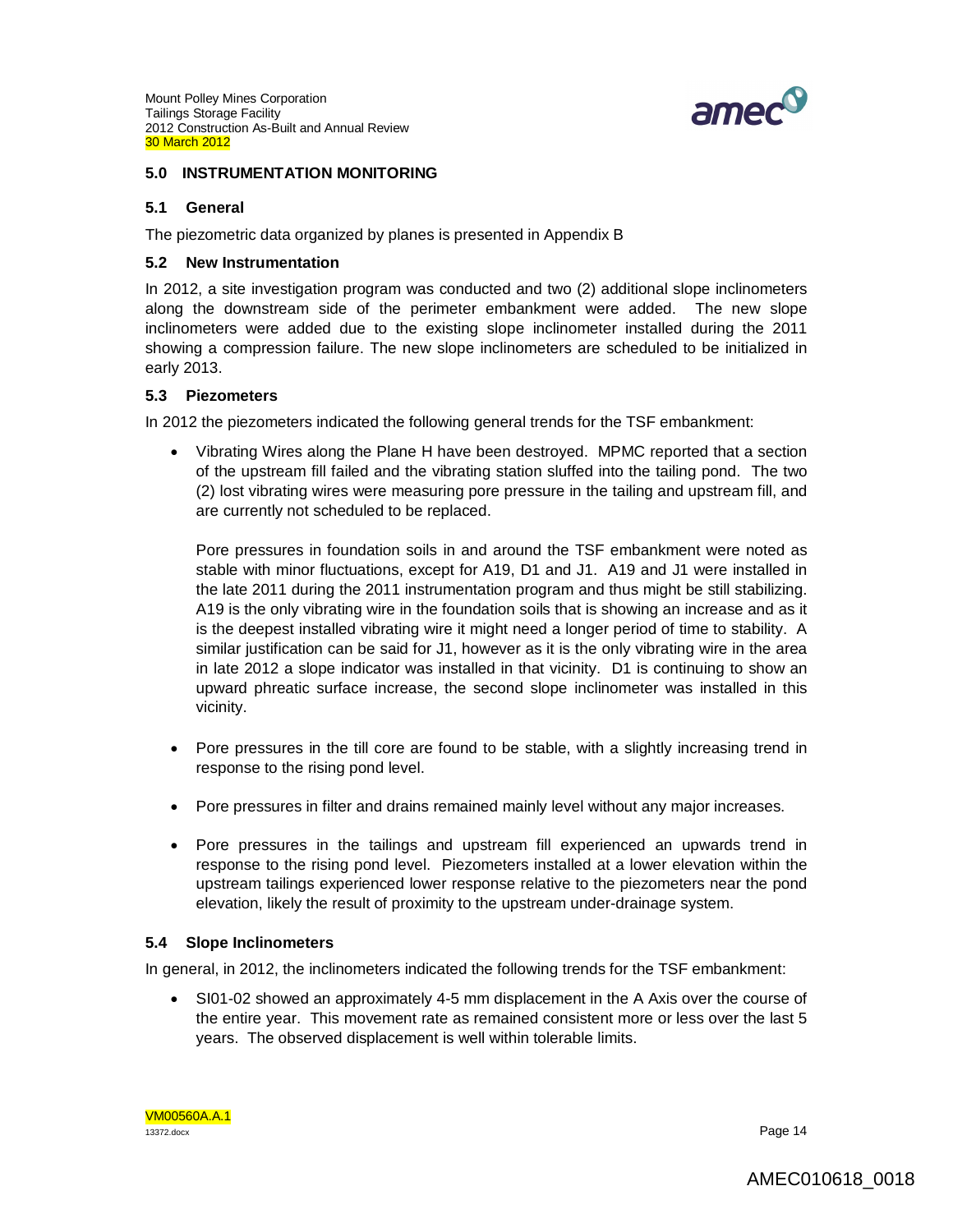## 5.0 INSTRUMENTATION MONITORING

### 5.1 General

The piezometric data organized by planes is presented in Appendix B

### 5.2 New Instrumentation

In 2012, a site investigation program was conducted and two (2) additional slope inclinometers along the downstream side of the perimeter embankment were added. The new slope inclinometers were added due to the existing slope inclinometer installed during the 2011 showing a compression failure. The new slope inclinometers are scheduled to be initialized in early 2013.

### 5.3 Piezometers

In 2012 the piezometers indicated the following general trends for the TSF embankment:

- Vibrating Wires along the Plane H have been destroyed. MPMC reported that a section of the upstream fill failed and the vibrating station sluffed into the tailing pond. The two (2) lost vibrating wires were measuring pore pressure in the tailing and upstream fill, and are currently not scheduled to be replaced.

  Pore pressures in foundation soils in and around the TSF embankment were noted as stable with minor fluctuations, except for A19, D1 and J1. A19 and J1 were installed in the late 2011 during the 2011 instrumentation program and thus might be still stabilizing. A19 is the only vibrating wire in the foundation soils that is showing an increase and as it is the deepest installed vibrating wire it might need a longer period of time to stability. A similar justification can be said for J1, however as it is the only vibrating wire in the area in late 2012 a slope indicator was installed in that vicinity. D1 is continuing to show an upward phreatic surface increase, the second slope inclinometer was installed in this vicinity.

- Pore pressures in the till core are found to be stable, with a slightly increasing trend in response to the rising pond level.

- Pore pressures in filter and drains remained mainly level without any major increases.

- Pore pressures in the tailings and upstream fill experienced an upwards trend in response to the rising pond level. Piezometers installed at a lower elevation within the upstream tailings experienced lower response relative to the piezometers near the pond elevation, likely the result of proximity to the upstream under-drainage system.

### 5.4 Slope Inclinometers

In general, in 2012, the inclinometers indicated the following trends for the TSF embankment:

- SI01-02 showed an approximately 4-5 mm displacement in the A Axis over the course of the entire year. This movement rate as remained consistent more or less over the last 5 years. The observed displacement is well within tolerable limits.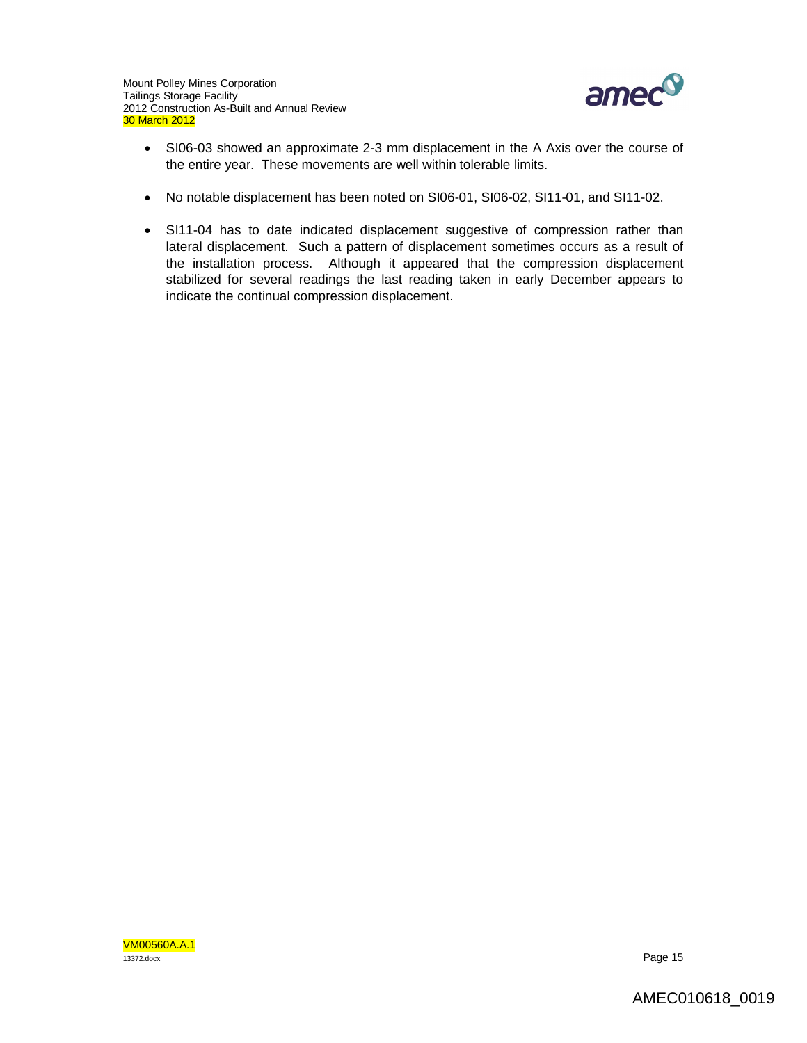- SI06-03 showed an approximate 2-3 mm displacement in the A Axis over the course of the entire year. These movements are well within tolerable limits.

- No notable displacement has been noted on SI06-01, SI06-02, SI11-01, and SI11-02.

- SI11-04 has to date indicated displacement suggestive of compression rather than lateral displacement. Such a pattern of displacement sometimes occurs as a result of the installation process. Although it appeared that the compression displacement stabilized for several readings the last reading taken in early December appears to indicate the continual compression displacement.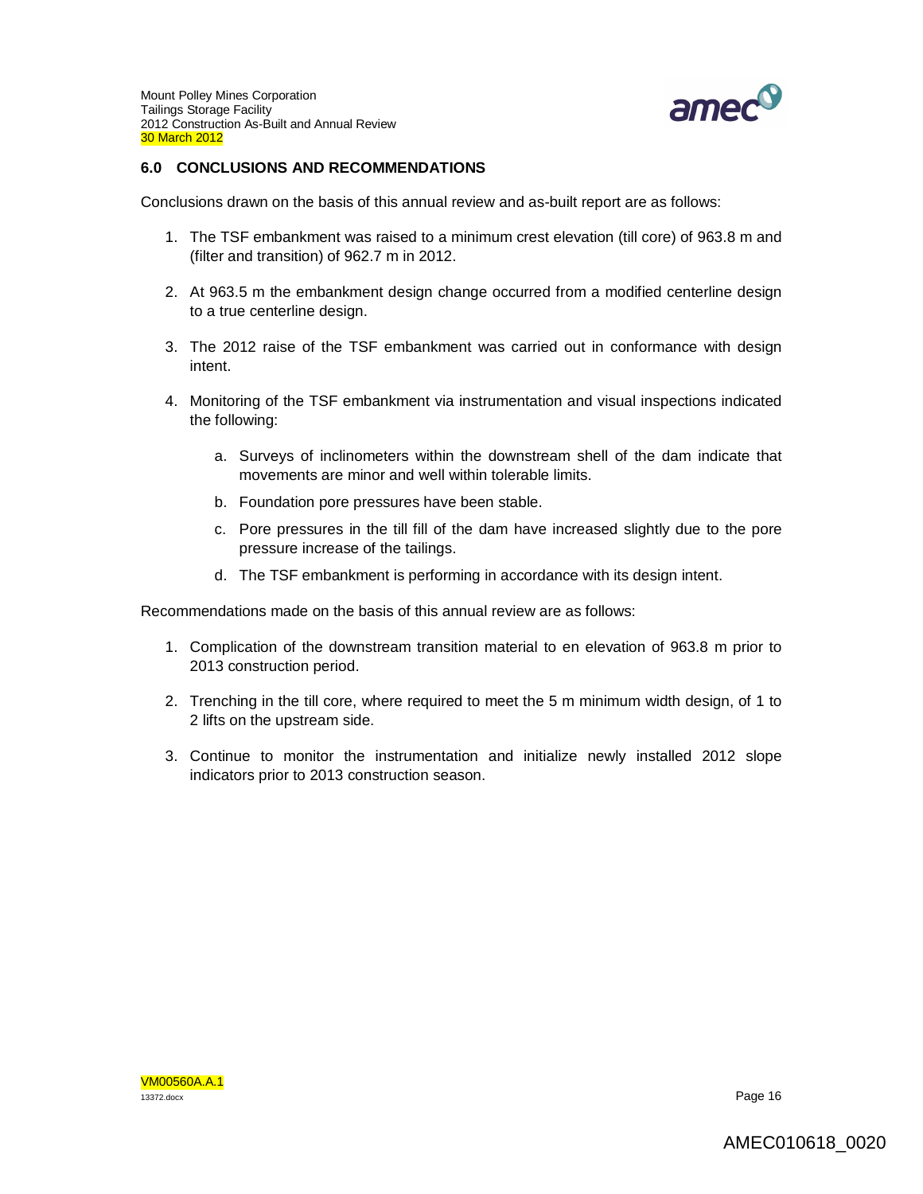## 6.0 CONCLUSIONS AND RECOMMENDATIONS

Conclusions drawn on the basis of this annual review and as-built report are as follows:

1. The TSF embankment was raised to a minimum crest elevation (till core) of 963.8 m and (filter and transition) of 962.7 m in 2012.
2. At 963.5 m the embankment design change occurred from a modified centerline design to a true centerline design.
3. The 2012 raise of the TSF embankment was carried out in conformance with design intent.
4. Monitoring of the TSF embankment via instrumentation and visual inspections indicated the following:
    a. Surveys of inclinometers within the downstream shell of the dam indicate that movements are minor and well within tolerable limits.
    b. Foundation pore pressures have been stable.
    c. Pore pressures in the till fill of the dam have increased slightly due to the pore pressure increase of the tailings.
    d. The TSF embankment is performing in accordance with its design intent.

Recommendations made on the basis of this annual review are as follows:

1. Complication of the downstream transition material to en elevation of 963.8 m prior to 2013 construction period.
2. Trenching in the till core, where required to meet the 5 m minimum width design, of 1 to 2 lifts on the upstream side.
3. Continue to monitor the instrumentation and initialize newly installed 2012 slope indicators prior to 2013 construction season.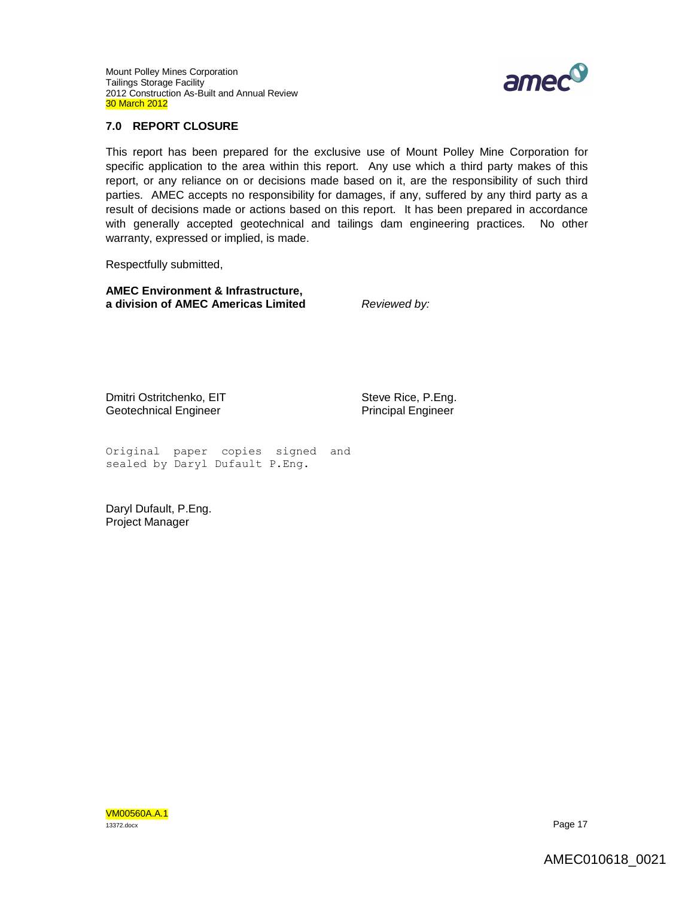## 7.0 REPORT CLOSURE

This report has been prepared for the exclusive use of Mount Polley Mine Corporation for specific application to the area within this report. Any use which a third party makes of this report, or any reliance on or decisions made based on it, are the responsibility of such third parties. AMEC accepts no responsibility for damages, if any, suffered by any third party as a result of decisions made or actions based on this report. It has been prepared in accordance with generally accepted geotechnical and tailings dam engineering practices. No other warranty, expressed or implied, is made.

Respectfully submitted,

**AMEC Environment & Infrastructure,**
**a division of AMEC Americas Limited**

*Reviewed by:*

Dmitri Ostritchenko, EIT
Geotechnical Engineer

Steve Rice, P.Eng.
Principal Engineer

```
Original paper copies signed and
sealed by Daryl Dufault P.Eng.
```

Daryl Dufault, P.Eng.
Project Manager

VM00560A.A.1
13372.docx

AMEC010618_0021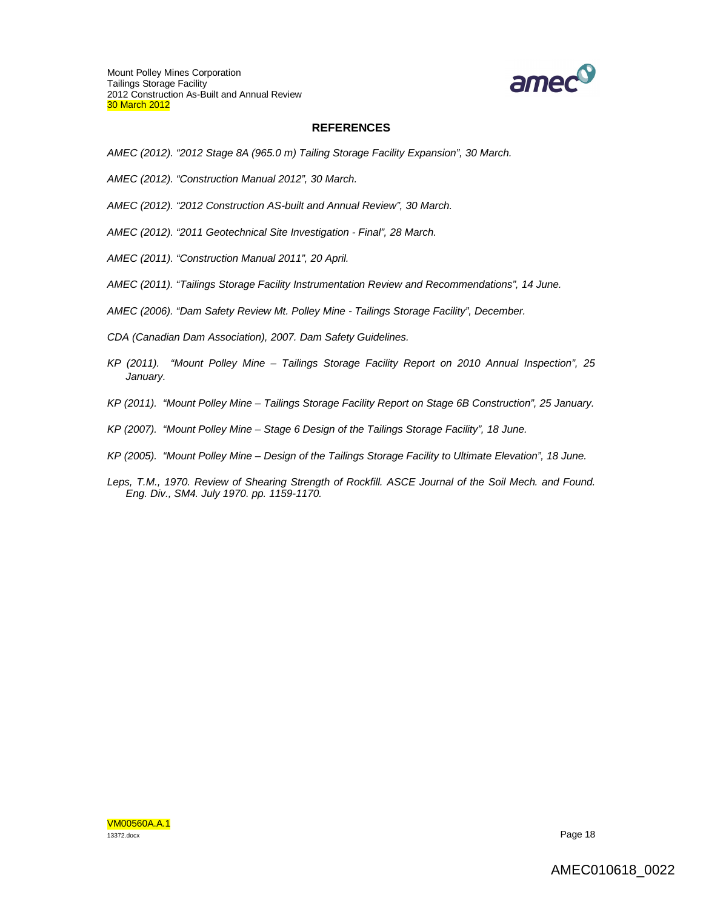# REFERENCES

*AMEC (2012). "2012 Stage 8A (965.0 m) Tailing Storage Facility Expansion", 30 March.*

*AMEC (2012). "Construction Manual 2012", 30 March.*

*AMEC (2012). "2012 Construction AS-built and Annual Review", 30 March.*

*AMEC (2012). "2011 Geotechnical Site Investigation - Final", 28 March.*

*AMEC (2011). "Construction Manual 2011", 20 April.*

*AMEC (2011). "Tailings Storage Facility Instrumentation Review and Recommendations", 14 June.*

*AMEC (2006). "Dam Safety Review Mt. Polley Mine - Tailings Storage Facility", December.*

*CDA (Canadian Dam Association), 2007. Dam Safety Guidelines.*

*KP (2011). "Mount Polley Mine – Tailings Storage Facility Report on 2010 Annual Inspection", 25 January.*

*KP (2011). "Mount Polley Mine – Tailings Storage Facility Report on Stage 6B Construction", 25 January.*

*KP (2007). "Mount Polley Mine – Stage 6 Design of the Tailings Storage Facility", 18 June.*

*KP (2005). "Mount Polley Mine – Design of the Tailings Storage Facility to Ultimate Elevation", 18 June.*

*Leps, T.M., 1970. Review of Shearing Strength of Rockfill. ASCE Journal of the Soil Mech. and Found. Eng. Div., SM4. July 1970. pp. 1159-1170.*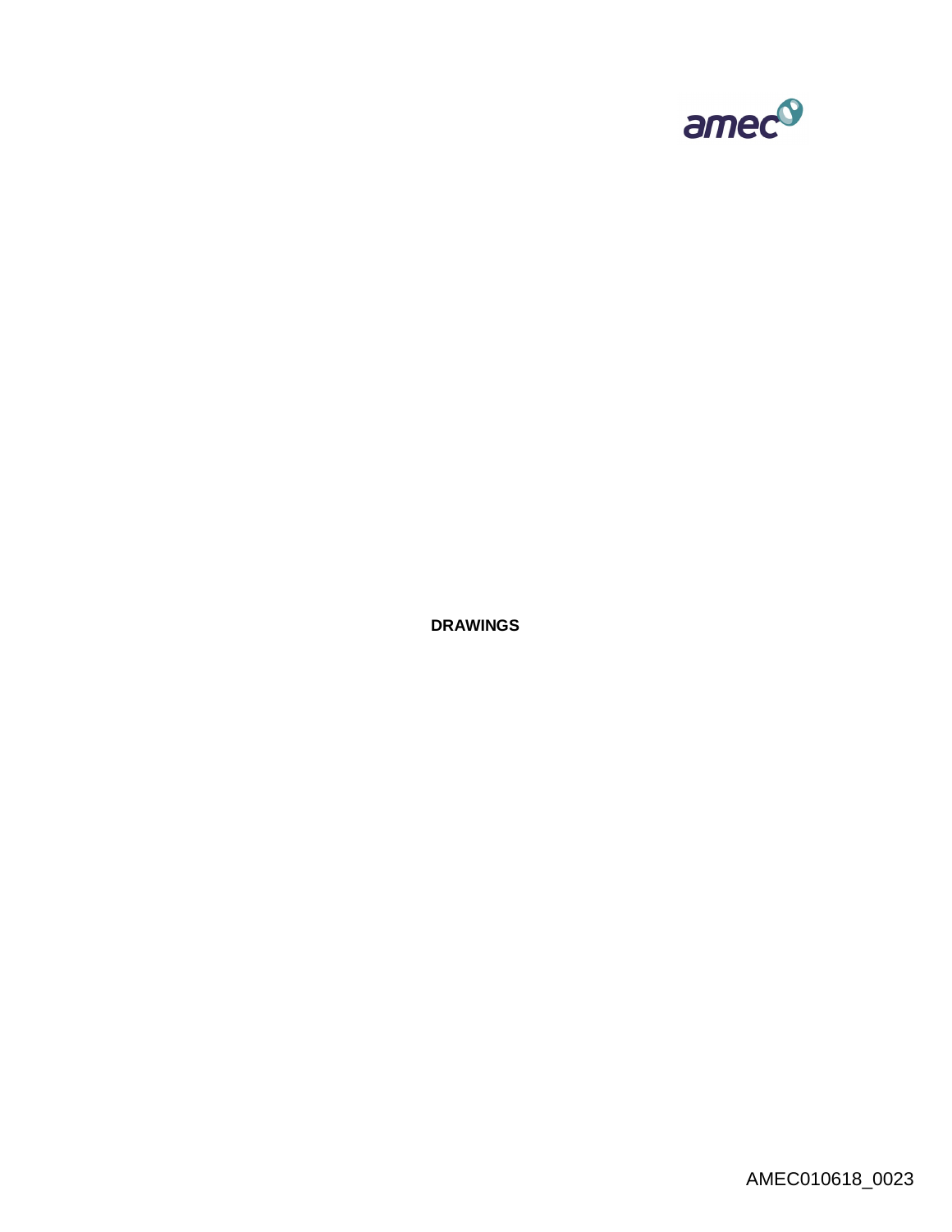**DRAWINGS**

AMEC010618_0023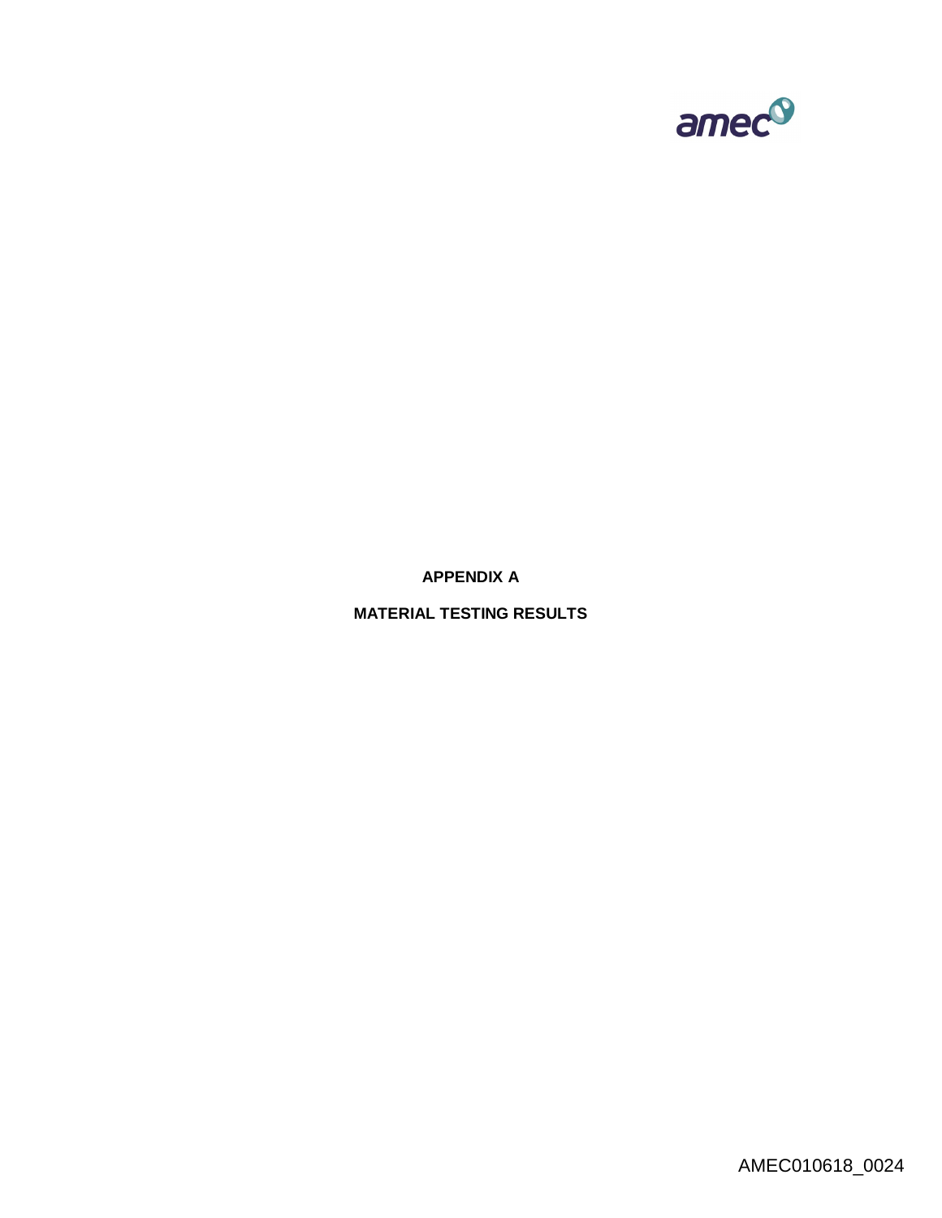**APPENDIX A**

**MATERIAL TESTING RESULTS**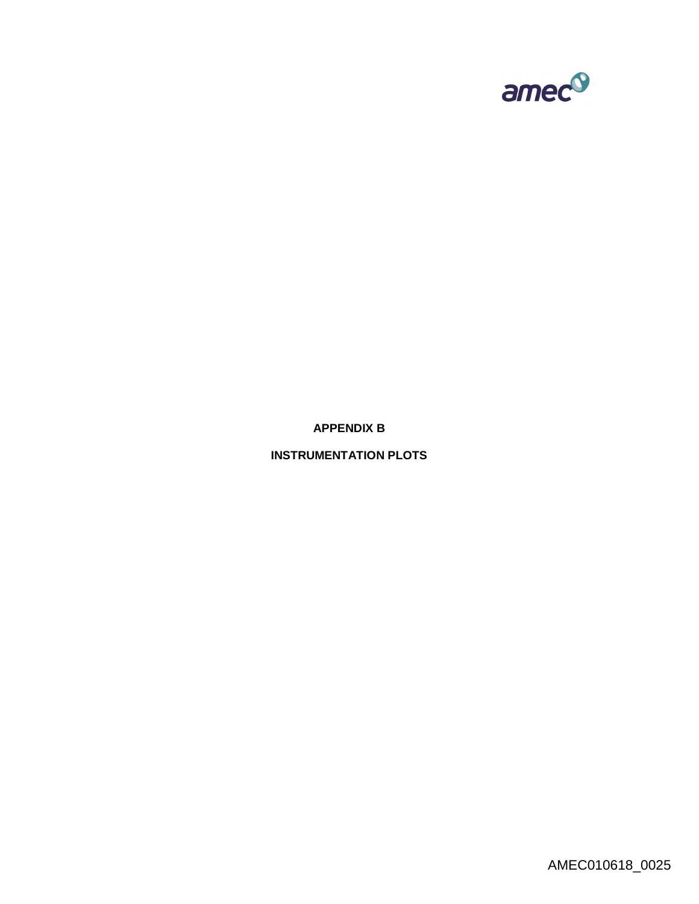# APPENDIX B

## INSTRUMENTATION PLOTS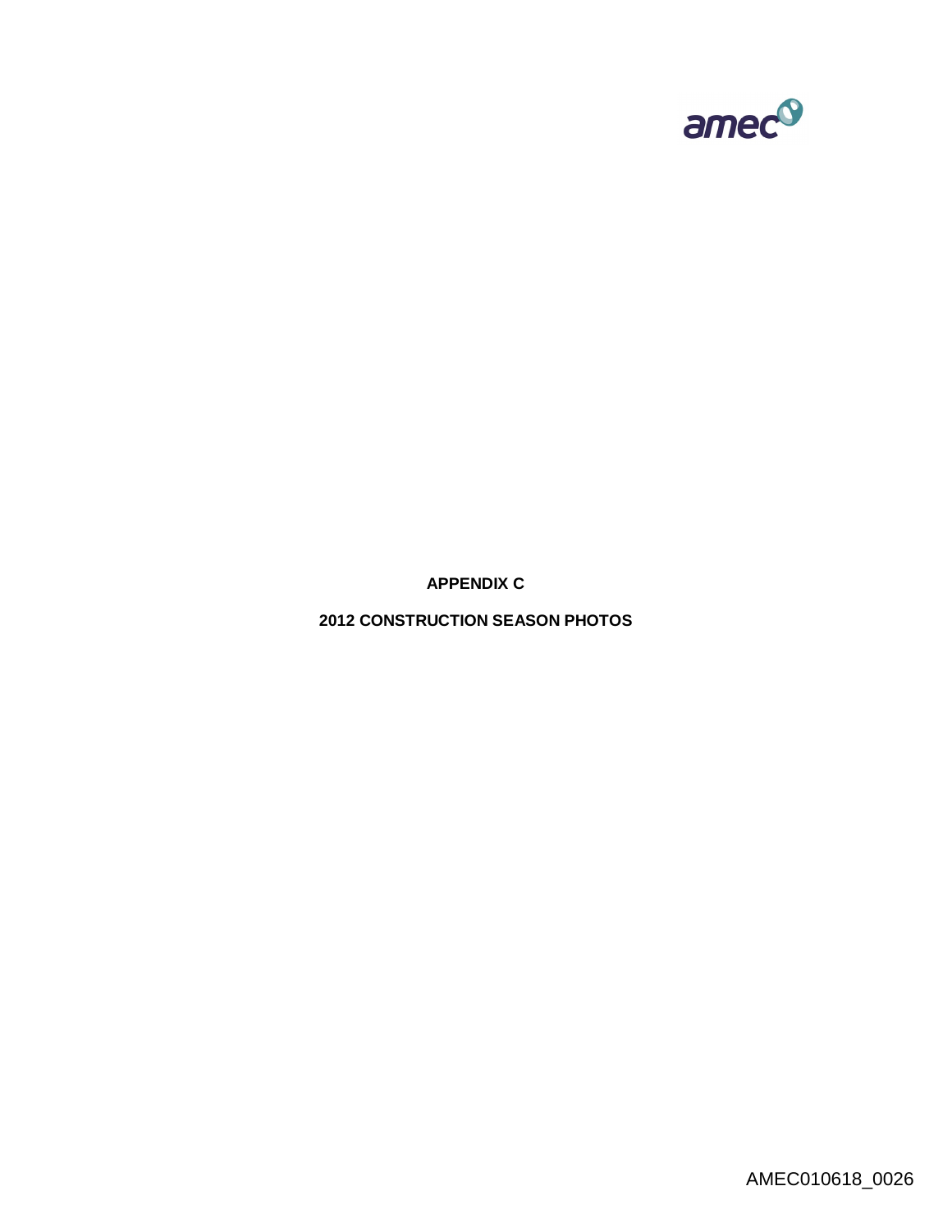**APPENDIX C**

**2012 CONSTRUCTION SEASON PHOTOS**

AMEC010618_0026